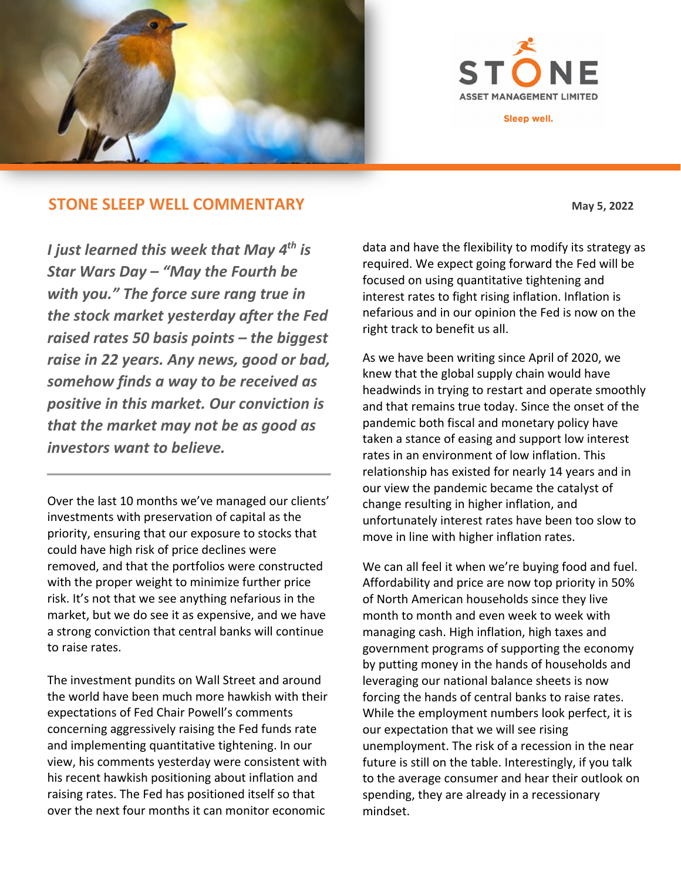## STONE SLEEP WELL COMMENTARY

**May 5, 2022**

***I just learned this week that May 4th is Star Wars Day – "May the Fourth be with you." The force sure rang true in the stock market yesterday after the Fed raised rates 50 basis points – the biggest raise in 22 years. Any news, good or bad, somehow finds a way to be received as positive in this market. Our conviction is that the market may not be as good as investors want to believe.***

Over the last 10 months we've managed our clients' investments with preservation of capital as the priority, ensuring that our exposure to stocks that could have high risk of price declines were removed, and that the portfolios were constructed with the proper weight to minimize further price risk. It's not that we see anything nefarious in the market, but we do see it as expensive, and we have a strong conviction that central banks will continue to raise rates.

The investment pundits on Wall Street and around the world have been much more hawkish with their expectations of Fed Chair Powell's comments concerning aggressively raising the Fed funds rate and implementing quantitative tightening. In our view, his comments yesterday were consistent with his recent hawkish positioning about inflation and raising rates. The Fed has positioned itself so that over the next four months it can monitor economic data and have the flexibility to modify its strategy as required. We expect going forward the Fed will be focused on using quantitative tightening and interest rates to fight rising inflation. Inflation is nefarious and in our opinion the Fed is now on the right track to benefit us all.

As we have been writing since April of 2020, we knew that the global supply chain would have headwinds in trying to restart and operate smoothly and that remains true today. Since the onset of the pandemic both fiscal and monetary policy have taken a stance of easing and support low interest rates in an environment of low inflation. This relationship has existed for nearly 14 years and in our view the pandemic became the catalyst of change resulting in higher inflation, and unfortunately interest rates have been too slow to move in line with higher inflation rates.

We can all feel it when we're buying food and fuel. Affordability and price are now top priority in 50% of North American households since they live month to month and even week to week with managing cash. High inflation, high taxes and government programs of supporting the economy by putting money in the hands of households and leveraging our national balance sheets is now forcing the hands of central banks to raise rates. While the employment numbers look perfect, it is our expectation that we will see rising unemployment. The risk of a recession in the near future is still on the table. Interestingly, if you talk to the average consumer and hear their outlook on spending, they are already in a recessionary mindset.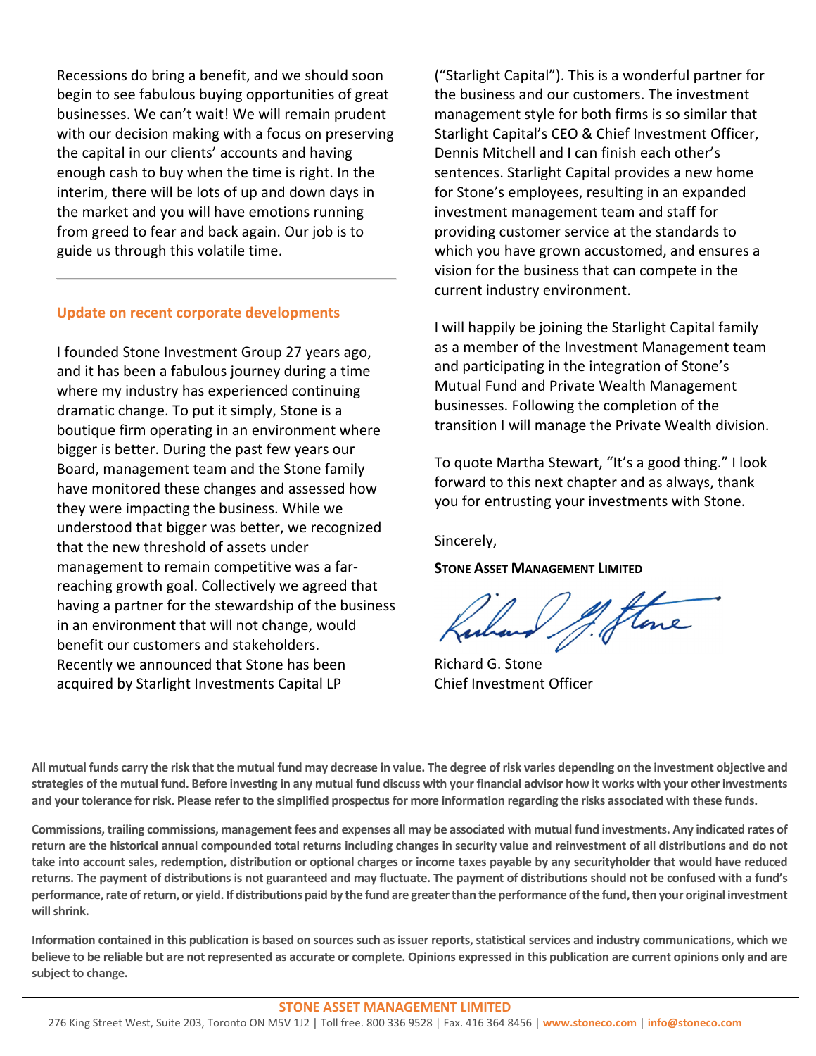Recessions do bring a benefit, and we should soon begin to see fabulous buying opportunities of great businesses. We can't wait! We will remain prudent with our decision making with a focus on preserving the capital in our clients' accounts and having enough cash to buy when the time is right. In the interim, there will be lots of up and down days in the market and you will have emotions running from greed to fear and back again. Our job is to guide us through this volatile time.

---

## Update on recent corporate developments

I founded Stone Investment Group 27 years ago, and it has been a fabulous journey during a time where my industry has experienced continuing dramatic change. To put it simply, Stone is a boutique firm operating in an environment where bigger is better. During the past few years our Board, management team and the Stone family have monitored these changes and assessed how they were impacting the business. While we understood that bigger was better, we recognized that the new threshold of assets under management to remain competitive was a far-reaching growth goal. Collectively we agreed that having a partner for the stewardship of the business in an environment that will not change, would benefit our customers and stakeholders. Recently we announced that Stone has been acquired by Starlight Investments Capital LP ("Starlight Capital"). This is a wonderful partner for the business and our customers. The investment management style for both firms is so similar that Starlight Capital's CEO & Chief Investment Officer, Dennis Mitchell and I can finish each other's sentences. Starlight Capital provides a new home for Stone's employees, resulting in an expanded investment management team and staff for providing customer service at the standards to which you have grown accustomed, and ensures a vision for the business that can compete in the current industry environment.

I will happily be joining the Starlight Capital family as a member of the Investment Management team and participating in the integration of Stone's Mutual Fund and Private Wealth Management businesses. Following the completion of the transition I will manage the Private Wealth division.

To quote Martha Stewart, "It's a good thing." I look forward to this next chapter and as always, thank you for entrusting your investments with Stone.

Sincerely,

**STONE ASSET MANAGEMENT LIMITED**

Richard G. Stone
Chief Investment Officer

---

**All mutual funds carry the risk that the mutual fund may decrease in value. The degree of risk varies depending on the investment objective and strategies of the mutual fund. Before investing in any mutual fund discuss with your financial advisor how it works with your other investments and your tolerance for risk. Please refer to the simplified prospectus for more information regarding the risks associated with these funds.**

**Commissions, trailing commissions, management fees and expenses all may be associated with mutual fund investments. Any indicated rates of return are the historical annual compounded total returns including changes in security value and reinvestment of all distributions and do not take into account sales, redemption, distribution or optional charges or income taxes payable by any securityholder that would have reduced returns. The payment of distributions is not guaranteed and may fluctuate. The payment of distributions should not be confused with a fund's performance, rate of return, or yield. If distributions paid by the fund are greater than the performance of the fund, then your original investment will shrink.**

**Information contained in this publication is based on sources such as issuer reports, statistical services and industry communications, which we believe to be reliable but are not represented as accurate or complete. Opinions expressed in this publication are current opinions only and are subject to change.**

**STONE ASSET MANAGEMENT LIMITED**
276 King Street West, Suite 203, Toronto ON M5V 1J2 | Toll free. 800 336 9528 | Fax. 416 364 8456 | www.stoneco.com | info@stoneco.com